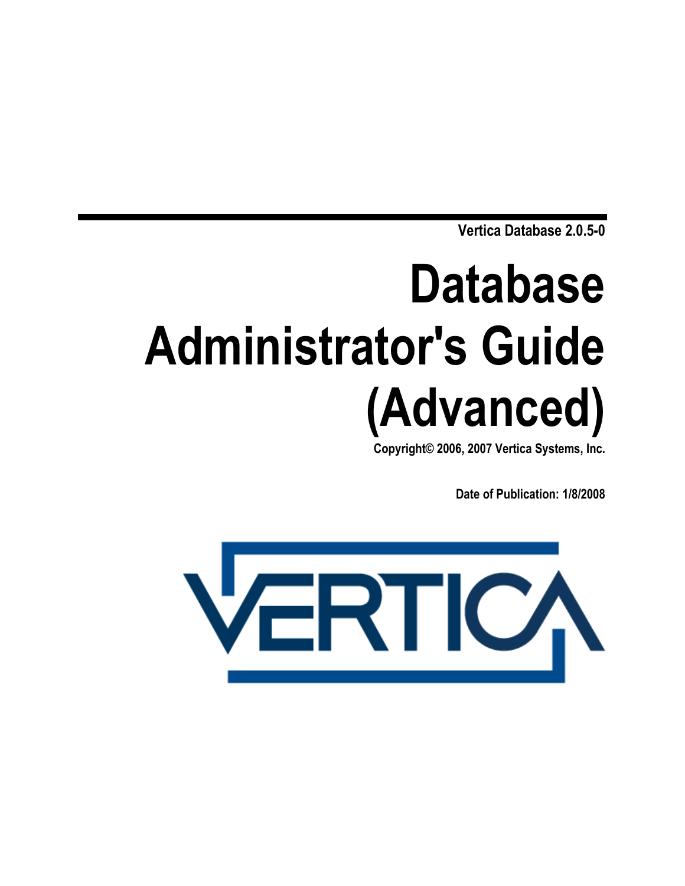Vertica Database 2.0.5-0

# Database Administrator's Guide (Advanced)

Copyright© 2006, 2007 Vertica Systems, Inc.

Date of Publication: 1/8/2008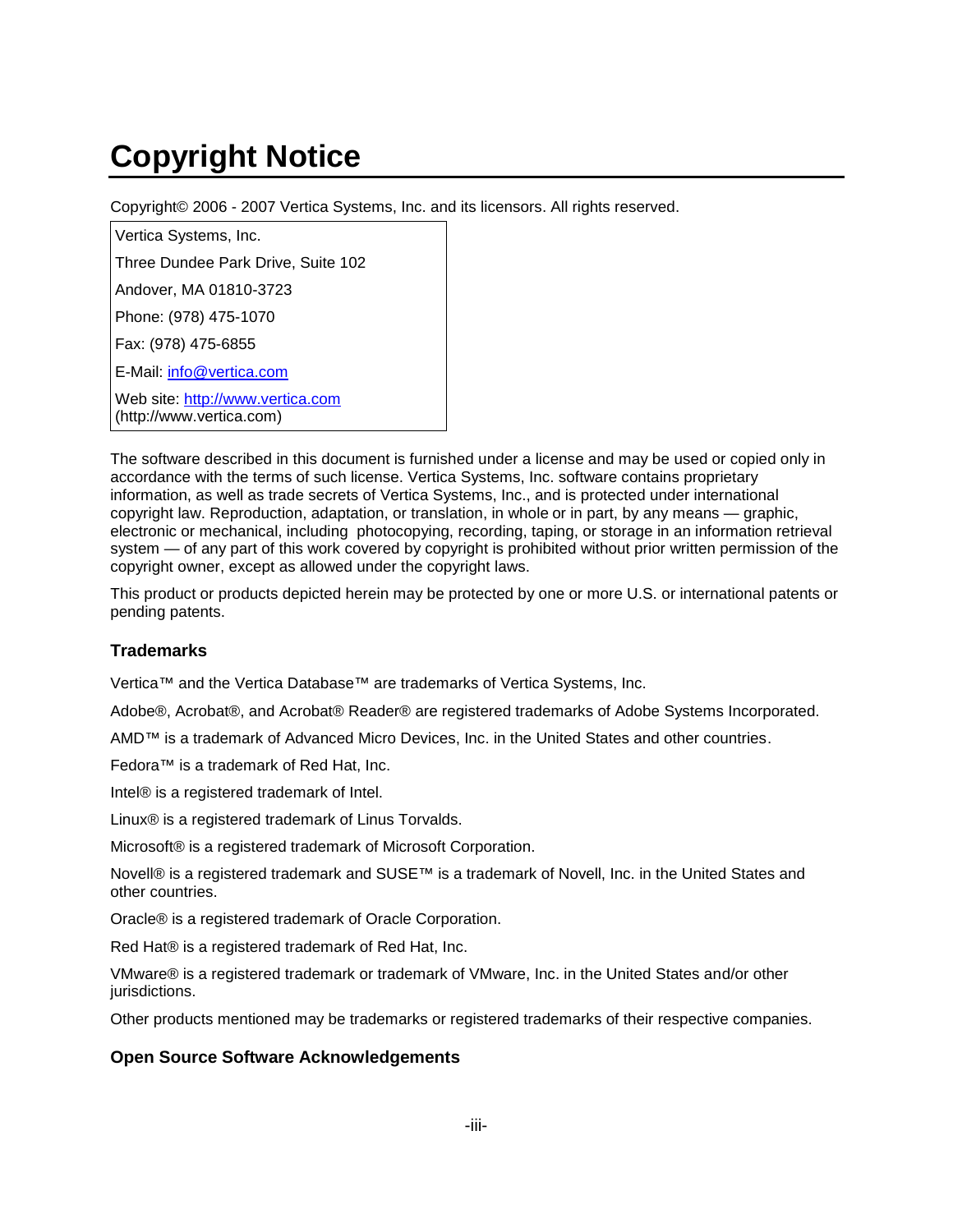# Copyright Notice

Copyright© 2006 - 2007 Vertica Systems, Inc. and its licensors. All rights reserved.

Vertica Systems, Inc.

Three Dundee Park Drive, Suite 102

Andover, MA 01810-3723

Phone: (978) 475-1070

Fax: (978) 475-6855

E-Mail: info@vertica.com

Web site: http://www.vertica.com (http://www.vertica.com)

The software described in this document is furnished under a license and may be used or copied only in accordance with the terms of such license. Vertica Systems, Inc. software contains proprietary information, as well as trade secrets of Vertica Systems, Inc., and is protected under international copyright law. Reproduction, adaptation, or translation, in whole or in part, by any means — graphic, electronic or mechanical, including photocopying, recording, taping, or storage in an information retrieval system — of any part of this work covered by copyright is prohibited without prior written permission of the copyright owner, except as allowed under the copyright laws.

This product or products depicted herein may be protected by one or more U.S. or international patents or pending patents.

### Trademarks

Vertica™ and the Vertica Database™ are trademarks of Vertica Systems, Inc.

Adobe®, Acrobat®, and Acrobat® Reader® are registered trademarks of Adobe Systems Incorporated.

AMD™ is a trademark of Advanced Micro Devices, Inc. in the United States and other countries.

Fedora™ is a trademark of Red Hat, Inc.

Intel® is a registered trademark of Intel.

Linux® is a registered trademark of Linus Torvalds.

Microsoft® is a registered trademark of Microsoft Corporation.

Novell® is a registered trademark and SUSE™ is a trademark of Novell, Inc. in the United States and other countries.

Oracle® is a registered trademark of Oracle Corporation.

Red Hat® is a registered trademark of Red Hat, Inc.

VMware® is a registered trademark or trademark of VMware, Inc. in the United States and/or other jurisdictions.

Other products mentioned may be trademarks or registered trademarks of their respective companies.

### Open Source Software Acknowledgements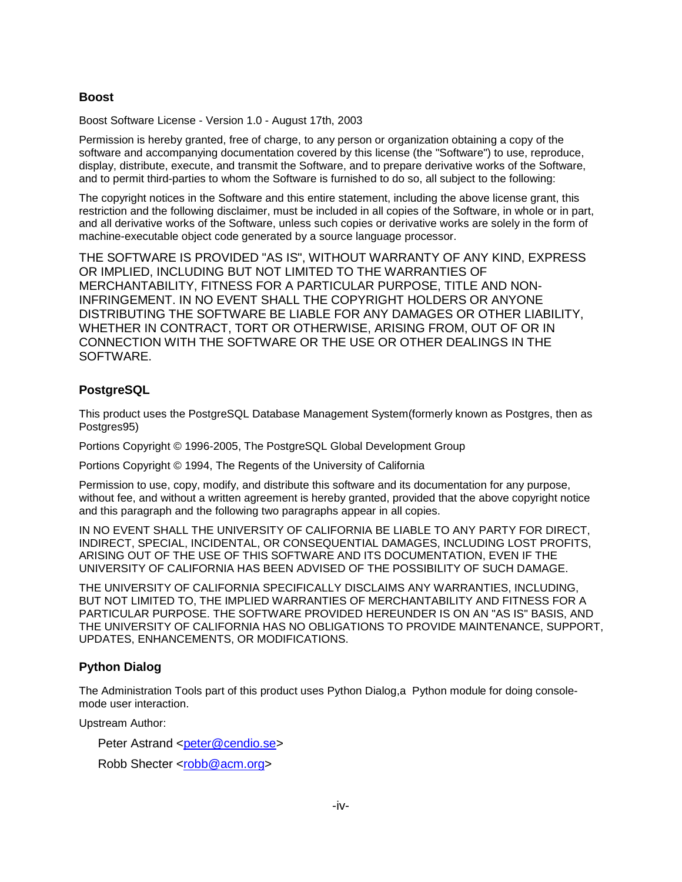### Boost

Boost Software License - Version 1.0 - August 17th, 2003

Permission is hereby granted, free of charge, to any person or organization obtaining a copy of the software and accompanying documentation covered by this license (the "Software") to use, reproduce, display, distribute, execute, and transmit the Software, and to prepare derivative works of the Software, and to permit third-parties to whom the Software is furnished to do so, all subject to the following:

The copyright notices in the Software and this entire statement, including the above license grant, this restriction and the following disclaimer, must be included in all copies of the Software, in whole or in part, and all derivative works of the Software, unless such copies or derivative works are solely in the form of machine-executable object code generated by a source language processor.

THE SOFTWARE IS PROVIDED "AS IS", WITHOUT WARRANTY OF ANY KIND, EXPRESS OR IMPLIED, INCLUDING BUT NOT LIMITED TO THE WARRANTIES OF MERCHANTABILITY, FITNESS FOR A PARTICULAR PURPOSE, TITLE AND NON-INFRINGEMENT. IN NO EVENT SHALL THE COPYRIGHT HOLDERS OR ANYONE DISTRIBUTING THE SOFTWARE BE LIABLE FOR ANY DAMAGES OR OTHER LIABILITY, WHETHER IN CONTRACT, TORT OR OTHERWISE, ARISING FROM, OUT OF OR IN CONNECTION WITH THE SOFTWARE OR THE USE OR OTHER DEALINGS IN THE SOFTWARE.

### PostgreSQL

This product uses the PostgreSQL Database Management System(formerly known as Postgres, then as Postgres95)

Portions Copyright © 1996-2005, The PostgreSQL Global Development Group

Portions Copyright © 1994, The Regents of the University of California

Permission to use, copy, modify, and distribute this software and its documentation for any purpose, without fee, and without a written agreement is hereby granted, provided that the above copyright notice and this paragraph and the following two paragraphs appear in all copies.

IN NO EVENT SHALL THE UNIVERSITY OF CALIFORNIA BE LIABLE TO ANY PARTY FOR DIRECT, INDIRECT, SPECIAL, INCIDENTAL, OR CONSEQUENTIAL DAMAGES, INCLUDING LOST PROFITS, ARISING OUT OF THE USE OF THIS SOFTWARE AND ITS DOCUMENTATION, EVEN IF THE UNIVERSITY OF CALIFORNIA HAS BEEN ADVISED OF THE POSSIBILITY OF SUCH DAMAGE.

THE UNIVERSITY OF CALIFORNIA SPECIFICALLY DISCLAIMS ANY WARRANTIES, INCLUDING, BUT NOT LIMITED TO, THE IMPLIED WARRANTIES OF MERCHANTABILITY AND FITNESS FOR A PARTICULAR PURPOSE. THE SOFTWARE PROVIDED HEREUNDER IS ON AN "AS IS" BASIS, AND THE UNIVERSITY OF CALIFORNIA HAS NO OBLIGATIONS TO PROVIDE MAINTENANCE, SUPPORT, UPDATES, ENHANCEMENTS, OR MODIFICATIONS.

### Python Dialog

The Administration Tools part of this product uses Python Dialog,a Python module for doing console-mode user interaction.

Upstream Author:

Peter Astrand <peter@cendio.se>

Robb Shecter <robb@acm.org>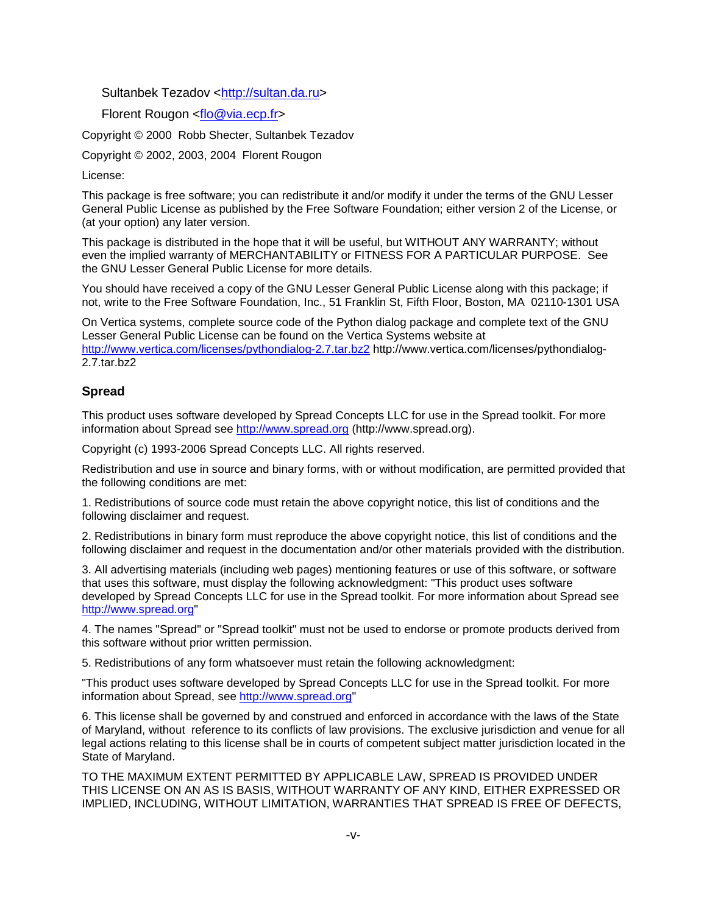Sultanbek Tezadov <http://sultan.da.ru>

Florent Rougon <flo@via.ecp.fr>

Copyright © 2000 Robb Shecter, Sultanbek Tezadov

Copyright © 2002, 2003, 2004 Florent Rougon

License:

This package is free software; you can redistribute it and/or modify it under the terms of the GNU Lesser General Public License as published by the Free Software Foundation; either version 2 of the License, or (at your option) any later version.

This package is distributed in the hope that it will be useful, but WITHOUT ANY WARRANTY; without even the implied warranty of MERCHANTABILITY or FITNESS FOR A PARTICULAR PURPOSE. See the GNU Lesser General Public License for more details.

You should have received a copy of the GNU Lesser General Public License along with this package; if not, write to the Free Software Foundation, Inc., 51 Franklin St, Fifth Floor, Boston, MA 02110-1301 USA

On Vertica systems, complete source code of the Python dialog package and complete text of the GNU Lesser General Public License can be found on the Vertica Systems website at http://www.vertica.com/licenses/pythondialog-2.7.tar.bz2 http://www.vertica.com/licenses/pythondialog-2.7.tar.bz2

### Spread

This product uses software developed by Spread Concepts LLC for use in the Spread toolkit. For more information about Spread see http://www.spread.org (http://www.spread.org).

Copyright (c) 1993-2006 Spread Concepts LLC. All rights reserved.

Redistribution and use in source and binary forms, with or without modification, are permitted provided that the following conditions are met:

1. Redistributions of source code must retain the above copyright notice, this list of conditions and the following disclaimer and request.

2. Redistributions in binary form must reproduce the above copyright notice, this list of conditions and the following disclaimer and request in the documentation and/or other materials provided with the distribution.

3. All advertising materials (including web pages) mentioning features or use of this software, or software that uses this software, must display the following acknowledgment: "This product uses software developed by Spread Concepts LLC for use in the Spread toolkit. For more information about Spread see http://www.spread.org"

4. The names "Spread" or "Spread toolkit" must not be used to endorse or promote products derived from this software without prior written permission.

5. Redistributions of any form whatsoever must retain the following acknowledgment:

"This product uses software developed by Spread Concepts LLC for use in the Spread toolkit. For more information about Spread, see http://www.spread.org"

6. This license shall be governed by and construed and enforced in accordance with the laws of the State of Maryland, without reference to its conflicts of law provisions. The exclusive jurisdiction and venue for all legal actions relating to this license shall be in courts of competent subject matter jurisdiction located in the State of Maryland.

TO THE MAXIMUM EXTENT PERMITTED BY APPLICABLE LAW, SPREAD IS PROVIDED UNDER THIS LICENSE ON AN AS IS BASIS, WITHOUT WARRANTY OF ANY KIND, EITHER EXPRESSED OR IMPLIED, INCLUDING, WITHOUT LIMITATION, WARRANTIES THAT SPREAD IS FREE OF DEFECTS,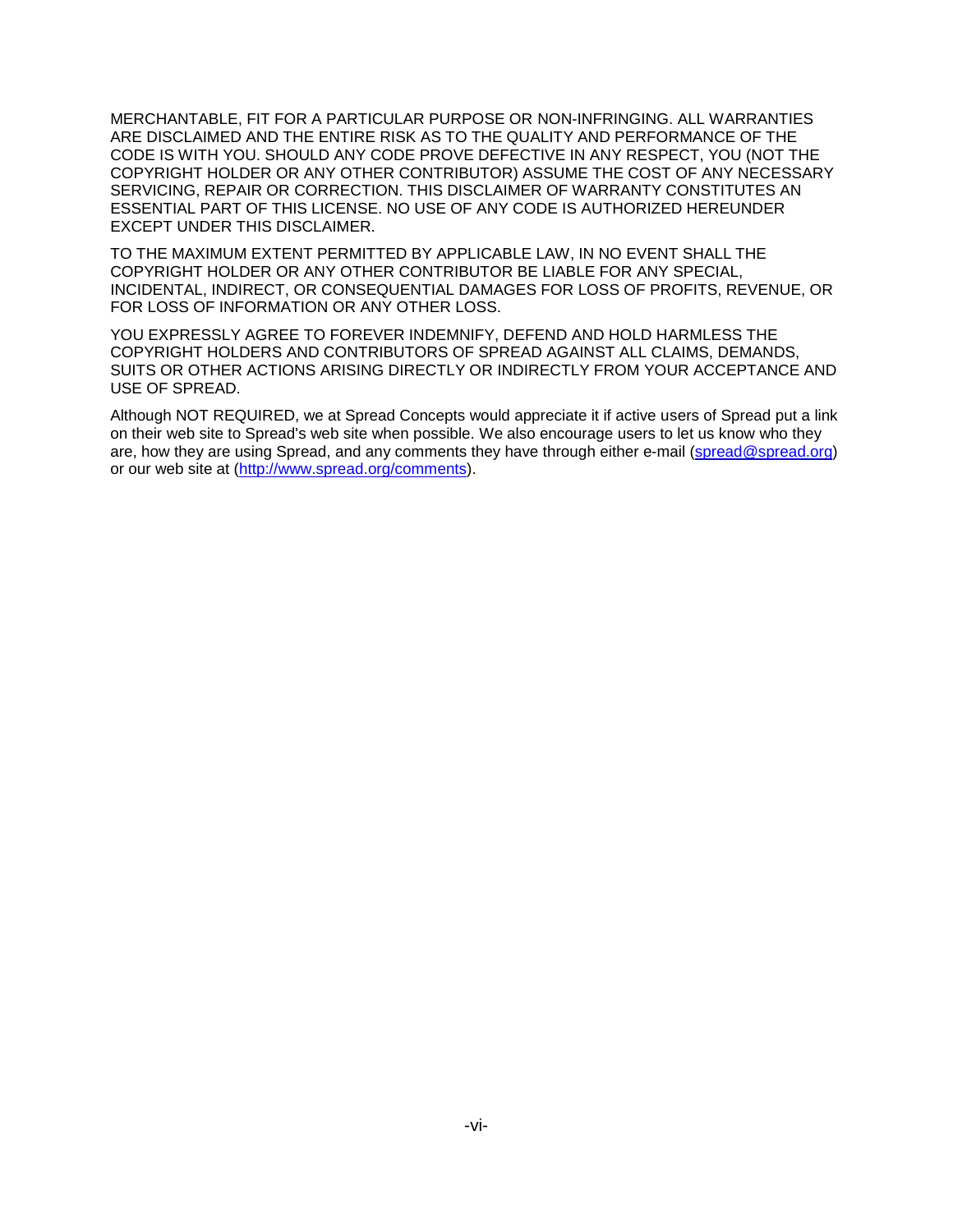MERCHANTABLE, FIT FOR A PARTICULAR PURPOSE OR NON-INFRINGING. ALL WARRANTIES ARE DISCLAIMED AND THE ENTIRE RISK AS TO THE QUALITY AND PERFORMANCE OF THE CODE IS WITH YOU. SHOULD ANY CODE PROVE DEFECTIVE IN ANY RESPECT, YOU (NOT THE COPYRIGHT HOLDER OR ANY OTHER CONTRIBUTOR) ASSUME THE COST OF ANY NECESSARY SERVICING, REPAIR OR CORRECTION. THIS DISCLAIMER OF WARRANTY CONSTITUTES AN ESSENTIAL PART OF THIS LICENSE. NO USE OF ANY CODE IS AUTHORIZED HEREUNDER EXCEPT UNDER THIS DISCLAIMER.

TO THE MAXIMUM EXTENT PERMITTED BY APPLICABLE LAW, IN NO EVENT SHALL THE COPYRIGHT HOLDER OR ANY OTHER CONTRIBUTOR BE LIABLE FOR ANY SPECIAL, INCIDENTAL, INDIRECT, OR CONSEQUENTIAL DAMAGES FOR LOSS OF PROFITS, REVENUE, OR FOR LOSS OF INFORMATION OR ANY OTHER LOSS.

YOU EXPRESSLY AGREE TO FOREVER INDEMNIFY, DEFEND AND HOLD HARMLESS THE COPYRIGHT HOLDERS AND CONTRIBUTORS OF SPREAD AGAINST ALL CLAIMS, DEMANDS, SUITS OR OTHER ACTIONS ARISING DIRECTLY OR INDIRECTLY FROM YOUR ACCEPTANCE AND USE OF SPREAD.

Although NOT REQUIRED, we at Spread Concepts would appreciate it if active users of Spread put a link on their web site to Spread's web site when possible. We also encourage users to let us know who they are, how they are using Spread, and any comments they have through either e-mail (spread@spread.org) or our web site at (http://www.spread.org/comments).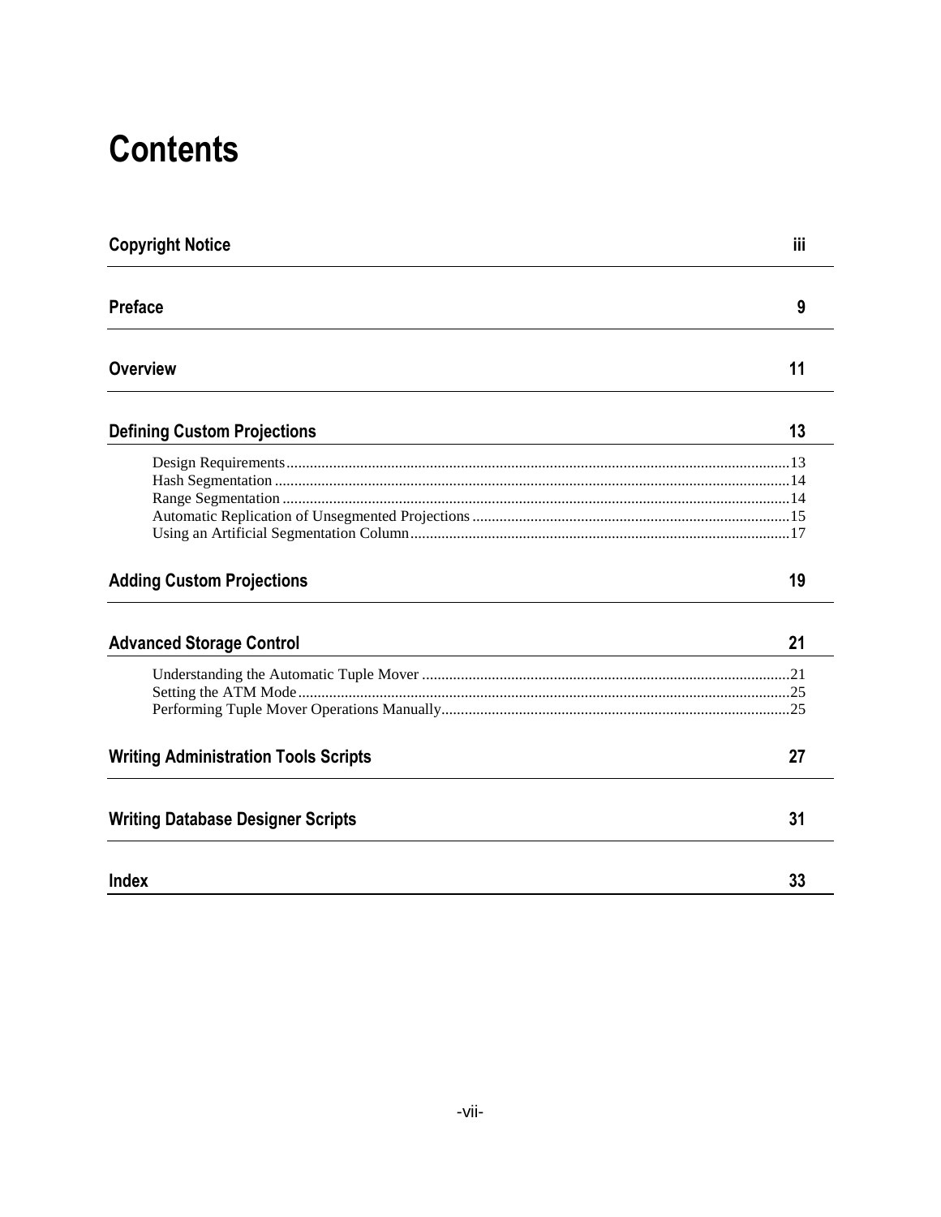# Contents

**Copyright Notice** iii

**Preface** 9

**Overview** 11

**Defining Custom Projections** 13

- Design Requirements.....13
- Hash Segmentation.....14
- Range Segmentation.....14
- Automatic Replication of Unsegmented Projections.....15
- Using an Artificial Segmentation Column.....17

**Adding Custom Projections** 19

**Advanced Storage Control** 21

- Understanding the Automatic Tuple Mover.....21
- Setting the ATM Mode.....25
- Performing Tuple Mover Operations Manually.....25

**Writing Administration Tools Scripts** 27

**Writing Database Designer Scripts** 31

**Index** 33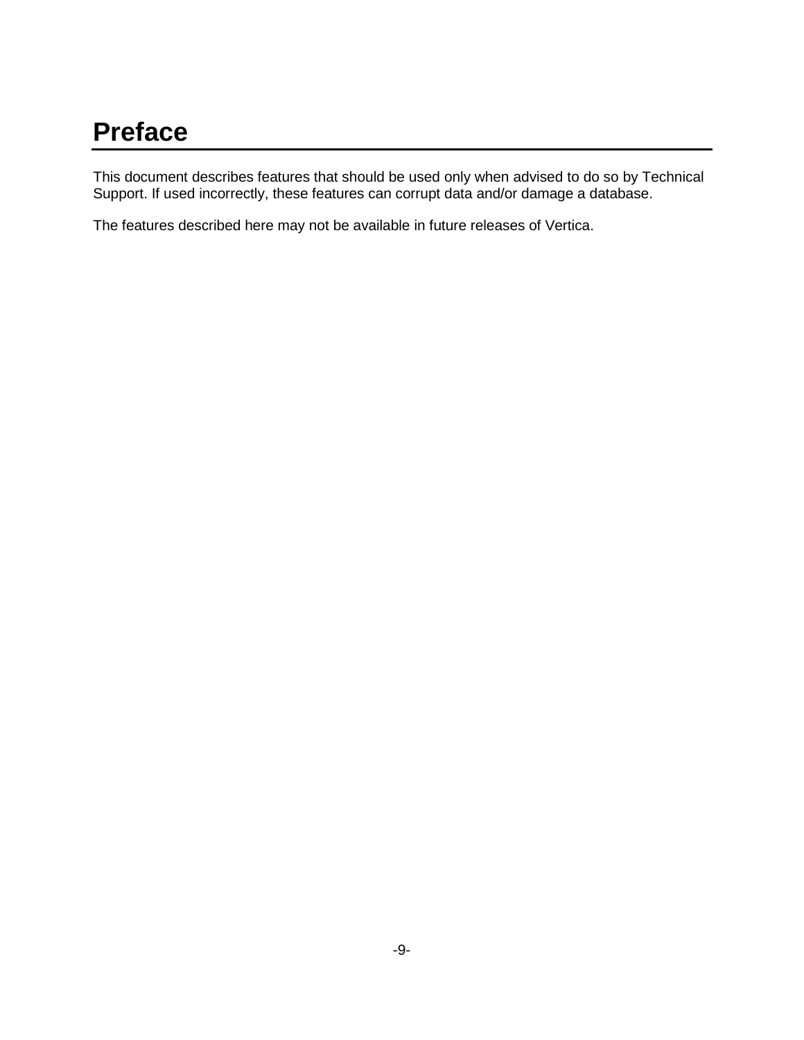# Preface

This document describes features that should be used only when advised to do so by Technical Support. If used incorrectly, these features can corrupt data and/or damage a database.

The features described here may not be available in future releases of Vertica.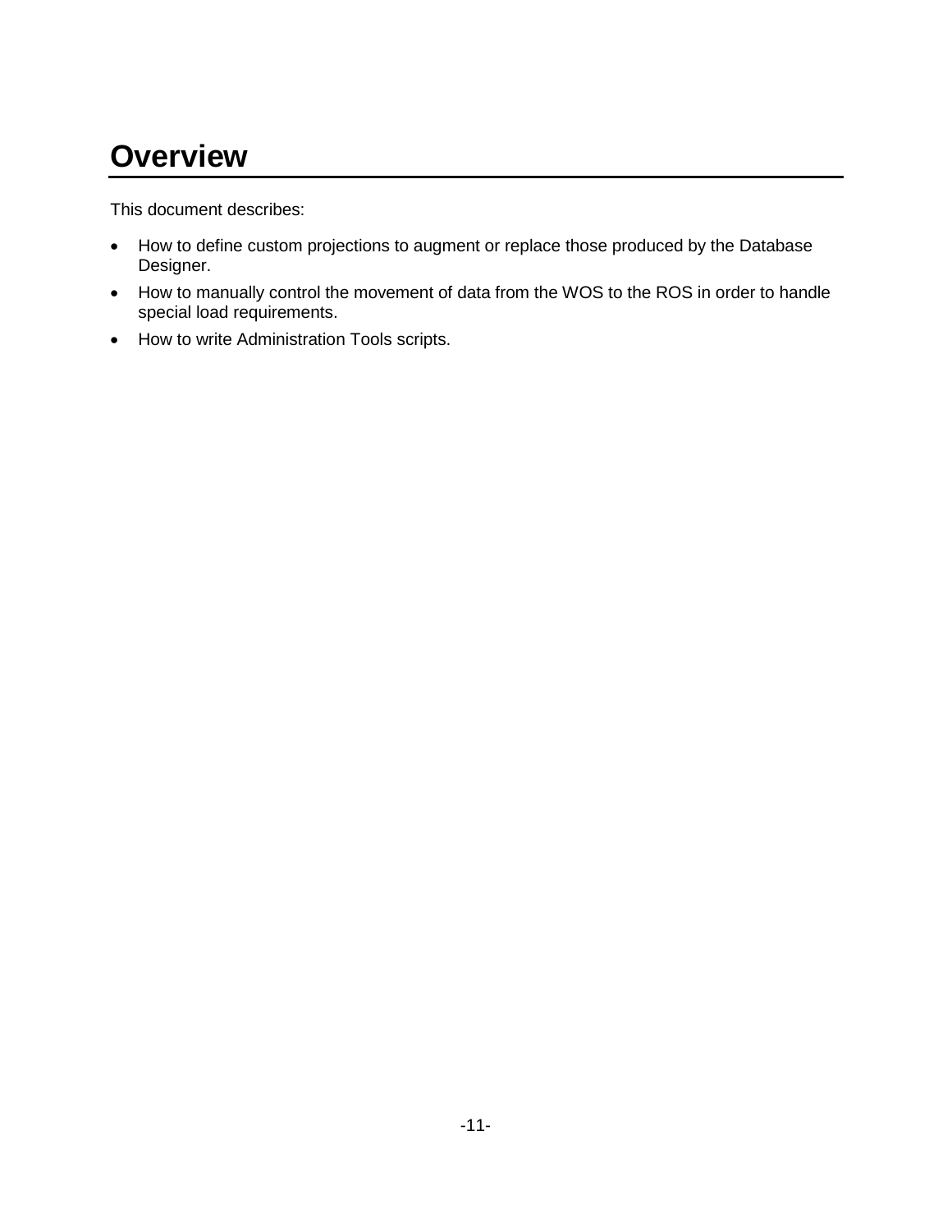# Overview

This document describes:

- How to define custom projections to augment or replace those produced by the Database Designer.
- How to manually control the movement of data from the WOS to the ROS in order to handle special load requirements.
- How to write Administration Tools scripts.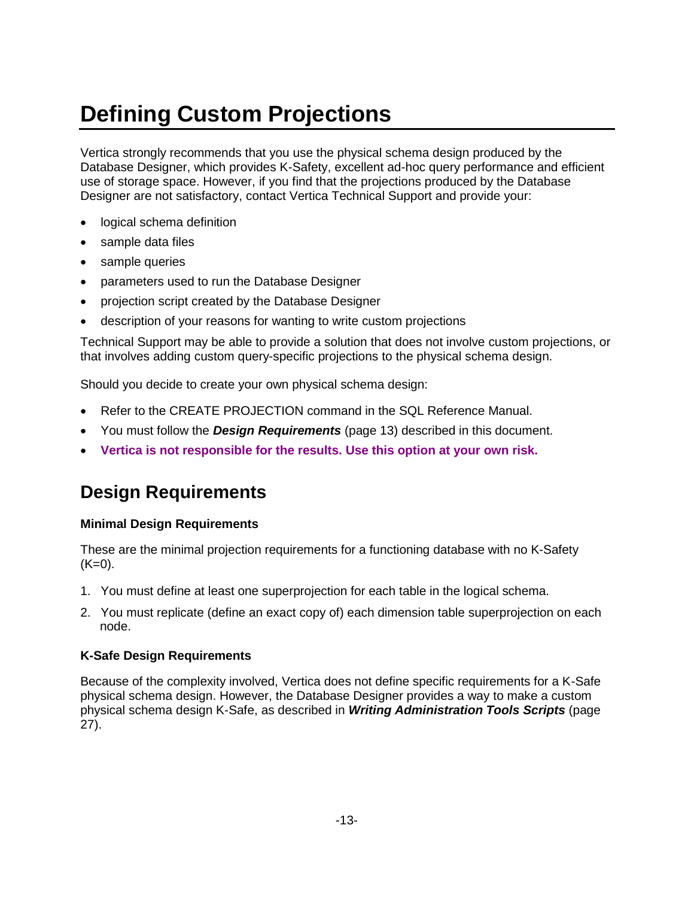# Defining Custom Projections

Vertica strongly recommends that you use the physical schema design produced by the Database Designer, which provides K-Safety, excellent ad-hoc query performance and efficient use of storage space. However, if you find that the projections produced by the Database Designer are not satisfactory, contact Vertica Technical Support and provide your:

- logical schema definition
- sample data files
- sample queries
- parameters used to run the Database Designer
- projection script created by the Database Designer
- description of your reasons for wanting to write custom projections

Technical Support may be able to provide a solution that does not involve custom projections, or that involves adding custom query-specific projections to the physical schema design.

Should you decide to create your own physical schema design:

- Refer to the CREATE PROJECTION command in the SQL Reference Manual.
- You must follow the ***Design Requirements*** (page 13) described in this document.
- **Vertica is not responsible for the results. Use this option at your own risk.**

## Design Requirements

### Minimal Design Requirements

These are the minimal projection requirements for a functioning database with no K-Safety (K=0).

1. You must define at least one superprojection for each table in the logical schema.
2. You must replicate (define an exact copy of) each dimension table superprojection on each node.

### K-Safe Design Requirements

Because of the complexity involved, Vertica does not define specific requirements for a K-Safe physical schema design. However, the Database Designer provides a way to make a custom physical schema design K-Safe, as described in ***Writing Administration Tools Scripts*** (page 27).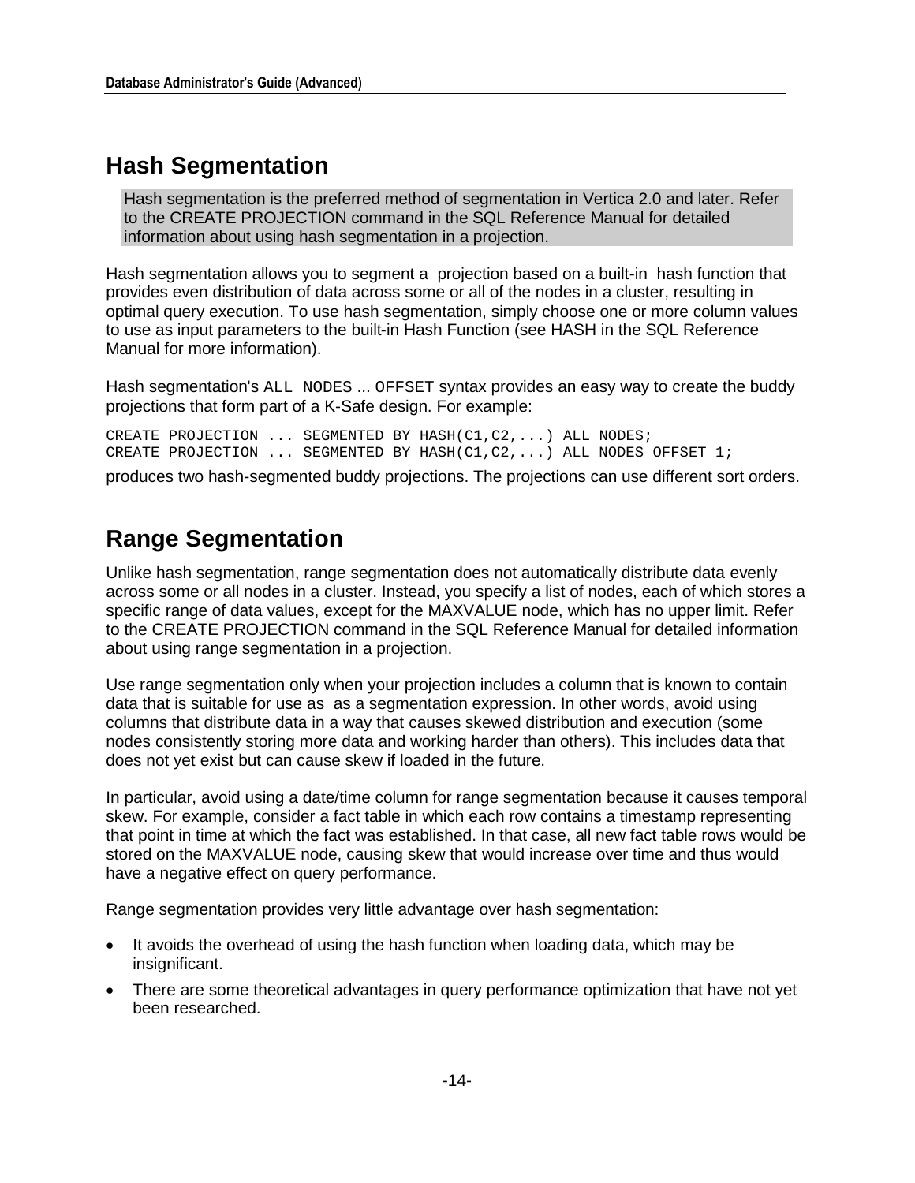## Hash Segmentation

> Hash segmentation is the preferred method of segmentation in Vertica 2.0 and later. Refer to the CREATE PROJECTION command in the SQL Reference Manual for detailed information about using hash segmentation in a projection.

Hash segmentation allows you to segment a projection based on a built-in hash function that provides even distribution of data across some or all of the nodes in a cluster, resulting in optimal query execution. To use hash segmentation, simply choose one or more column values to use as input parameters to the built-in Hash Function (see HASH in the SQL Reference Manual for more information).

Hash segmentation's `ALL NODES` ... `OFFSET` syntax provides an easy way to create the buddy projections that form part of a K-Safe design. For example:

```
CREATE PROJECTION ... SEGMENTED BY HASH(C1,C2,...) ALL NODES;
CREATE PROJECTION ... SEGMENTED BY HASH(C1,C2,...) ALL NODES OFFSET 1;
```

produces two hash-segmented buddy projections. The projections can use different sort orders.

## Range Segmentation

Unlike hash segmentation, range segmentation does not automatically distribute data evenly across some or all nodes in a cluster. Instead, you specify a list of nodes, each of which stores a specific range of data values, except for the MAXVALUE node, which has no upper limit. Refer to the CREATE PROJECTION command in the SQL Reference Manual for detailed information about using range segmentation in a projection.

Use range segmentation only when your projection includes a column that is known to contain data that is suitable for use as as a segmentation expression. In other words, avoid using columns that distribute data in a way that causes skewed distribution and execution (some nodes consistently storing more data and working harder than others). This includes data that does not yet exist but can cause skew if loaded in the future.

In particular, avoid using a date/time column for range segmentation because it causes temporal skew. For example, consider a fact table in which each row contains a timestamp representing that point in time at which the fact was established. In that case, all new fact table rows would be stored on the MAXVALUE node, causing skew that would increase over time and thus would have a negative effect on query performance.

Range segmentation provides very little advantage over hash segmentation:

- It avoids the overhead of using the hash function when loading data, which may be insignificant.
- There are some theoretical advantages in query performance optimization that have not yet been researched.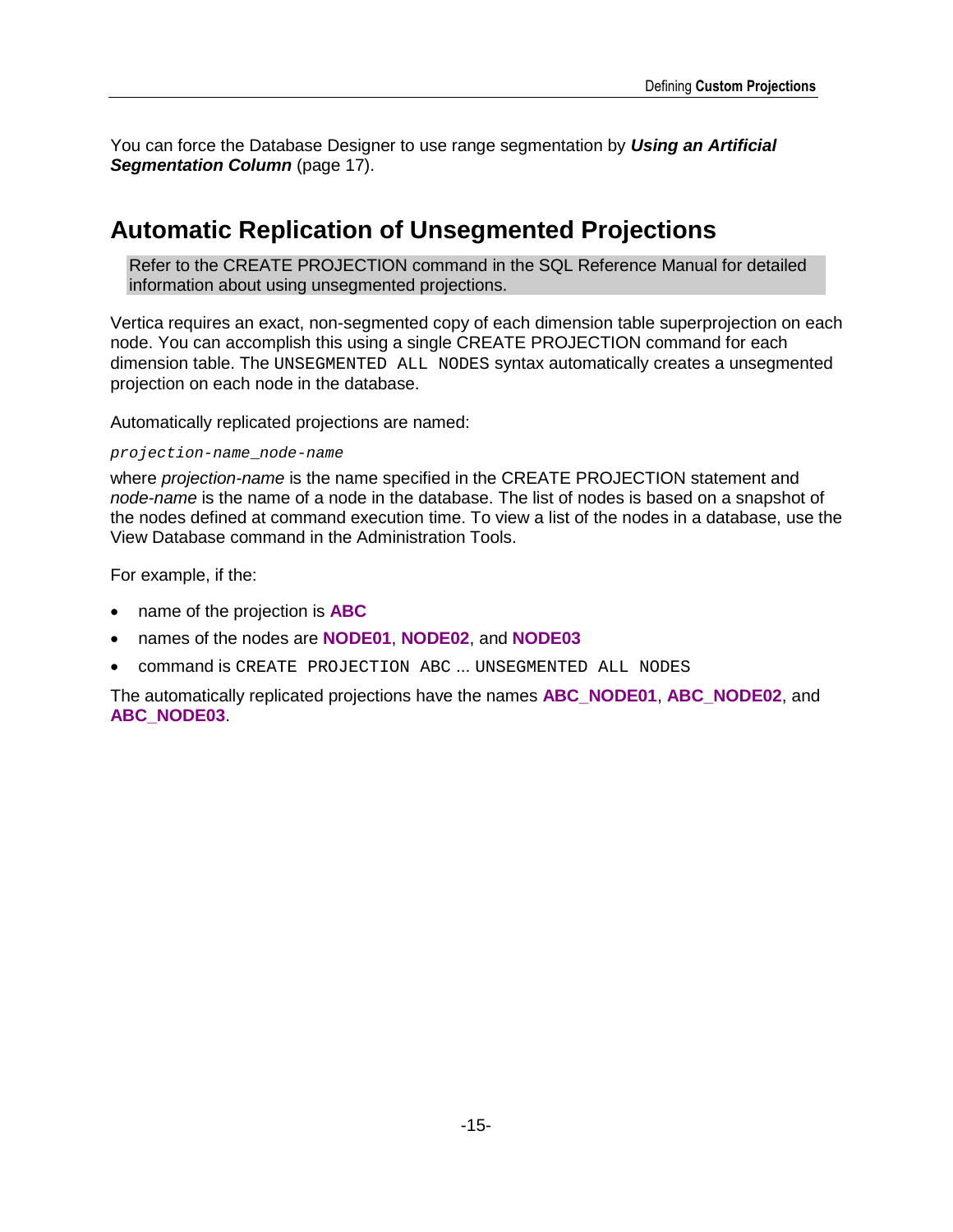You can force the Database Designer to use range segmentation by ***Using an Artificial Segmentation Column*** (page 17).

## Automatic Replication of Unsegmented Projections

> Refer to the CREATE PROJECTION command in the SQL Reference Manual for detailed information about using unsegmented projections.

Vertica requires an exact, non-segmented copy of each dimension table superprojection on each node. You can accomplish this using a single CREATE PROJECTION command for each dimension table. The `UNSEGMENTED ALL NODES` syntax automatically creates a unsegmented projection on each node in the database.

Automatically replicated projections are named:

*`projection-name_node-name`*

where *projection-name* is the name specified in the CREATE PROJECTION statement and *node-name* is the name of a node in the database. The list of nodes is based on a snapshot of the nodes defined at command execution time. To view a list of the nodes in a database, use the View Database command in the Administration Tools.

For example, if the:

- name of the projection is **ABC**
- names of the nodes are **NODE01**, **NODE02**, and **NODE03**
- command is `CREATE PROJECTION ABC` ... `UNSEGMENTED ALL NODES`

The automatically replicated projections have the names **ABC_NODE01**, **ABC_NODE02**, and **ABC_NODE03**.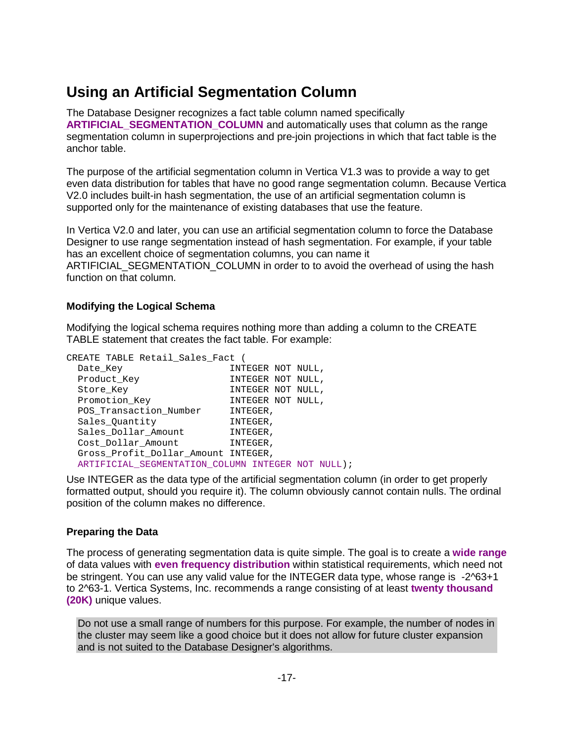# Using an Artificial Segmentation Column

The Database Designer recognizes a fact table column named specifically **ARTIFICIAL_SEGMENTATION_COLUMN** and automatically uses that column as the range segmentation column in superprojections and pre-join projections in which that fact table is the anchor table.

The purpose of the artificial segmentation column in Vertica V1.3 was to provide a way to get even data distribution for tables that have no good range segmentation column. Because Vertica V2.0 includes built-in hash segmentation, the use of an artificial segmentation column is supported only for the maintenance of existing databases that use the feature.

In Vertica V2.0 and later, you can use an artificial segmentation column to force the Database Designer to use range segmentation instead of hash segmentation. For example, if your table has an excellent choice of segmentation columns, you can name it ARTIFICIAL_SEGMENTATION_COLUMN in order to to avoid the overhead of using the hash function on that column.

### Modifying the Logical Schema

Modifying the logical schema requires nothing more than adding a column to the CREATE TABLE statement that creates the fact table. For example:

```
CREATE TABLE Retail_Sales_Fact (
  Date_Key                  INTEGER NOT NULL,
  Product_Key               INTEGER NOT NULL,
  Store_Key                 INTEGER NOT NULL,
  Promotion_Key             INTEGER NOT NULL,
  POS_Transaction_Number    INTEGER,
  Sales_Quantity            INTEGER,
  Sales_Dollar_Amount       INTEGER,
  Cost_Dollar_Amount        INTEGER,
  Gross_Profit_Dollar_Amount INTEGER,
  ARTIFICIAL_SEGMENTATION_COLUMN INTEGER NOT NULL);
```

Use INTEGER as the data type of the artificial segmentation column (in order to get properly formatted output, should you require it). The column obviously cannot contain nulls. The ordinal position of the column makes no difference.

### Preparing the Data

The process of generating segmentation data is quite simple. The goal is to create a **wide range** of data values with **even frequency distribution** within statistical requirements, which need not be stringent. You can use any valid value for the INTEGER data type, whose range is -2^63+1 to 2^63-1. Vertica Systems, Inc. recommends a range consisting of at least **twenty thousand (20K)** unique values.

> Do not use a small range of numbers for this purpose. For example, the number of nodes in the cluster may seem like a good choice but it does not allow for future cluster expansion and is not suited to the Database Designer's algorithms.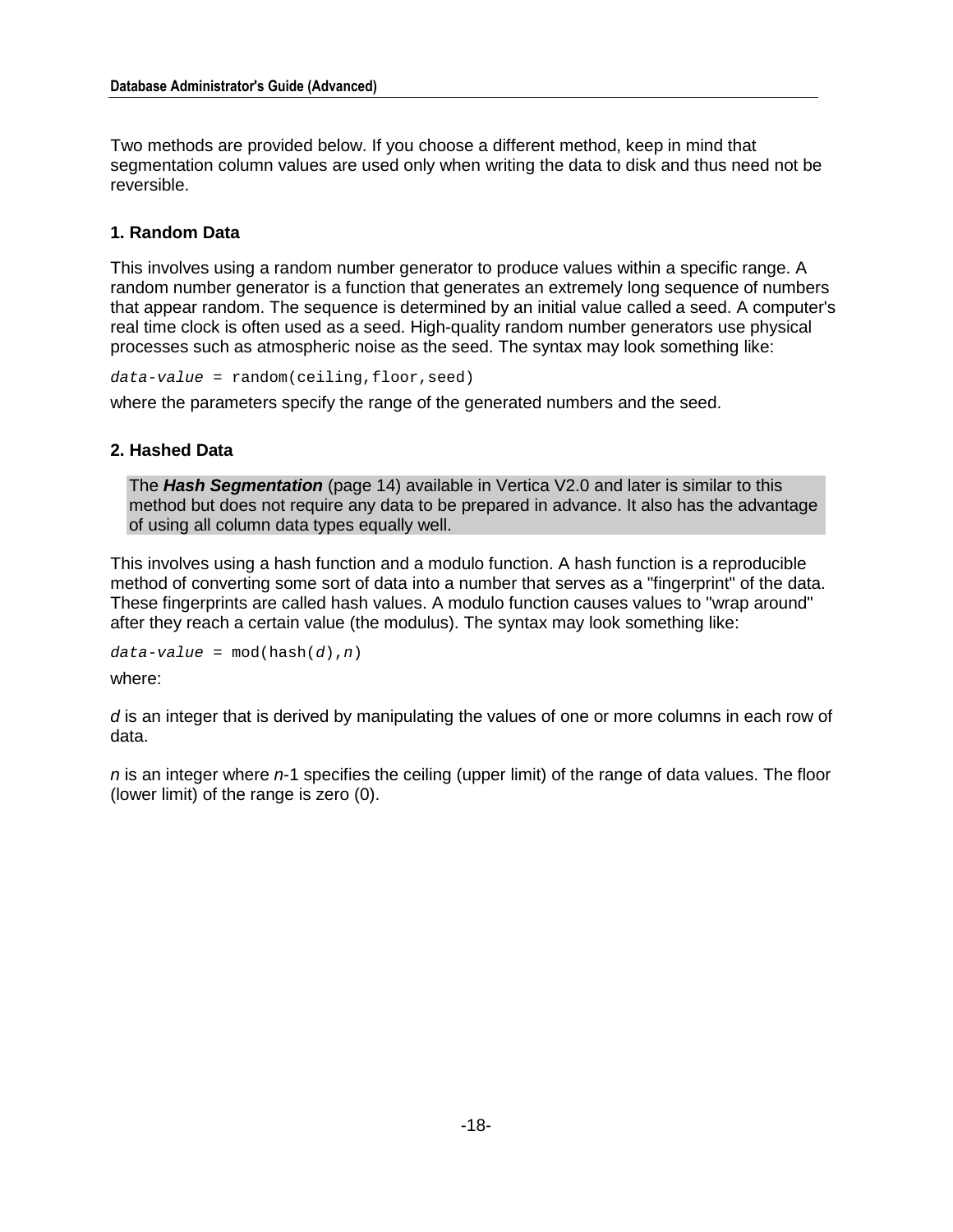Two methods are provided below. If you choose a different method, keep in mind that segmentation column values are used only when writing the data to disk and thus need not be reversible.

### 1. Random Data

This involves using a random number generator to produce values within a specific range. A random number generator is a function that generates an extremely long sequence of numbers that appear random. The sequence is determined by an initial value called a seed. A computer's real time clock is often used as a seed. High-quality random number generators use physical processes such as atmospheric noise as the seed. The syntax may look something like:

```
data-value = random(ceiling,floor,seed)
```

where the parameters specify the range of the generated numbers and the seed.

### 2. Hashed Data

> The ***Hash Segmentation*** (page 14) available in Vertica V2.0 and later is similar to this method but does not require any data to be prepared in advance. It also has the advantage of using all column data types equally well.

This involves using a hash function and a modulo function. A hash function is a reproducible method of converting some sort of data into a number that serves as a "fingerprint" of the data. These fingerprints are called hash values. A modulo function causes values to "wrap around" after they reach a certain value (the modulus). The syntax may look something like:

```
data-value = mod(hash(d),n)
```

where:

*d* is an integer that is derived by manipulating the values of one or more columns in each row of data.

*n* is an integer where *n*-1 specifies the ceiling (upper limit) of the range of data values. The floor (lower limit) of the range is zero (0).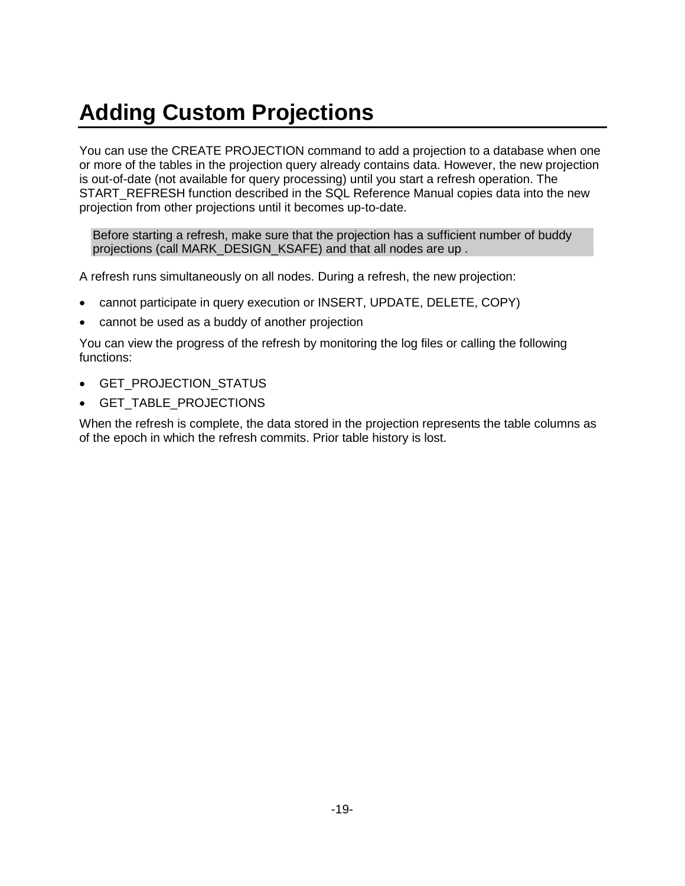# Adding Custom Projections

You can use the CREATE PROJECTION command to add a projection to a database when one or more of the tables in the projection query already contains data. However, the new projection is out-of-date (not available for query processing) until you start a refresh operation. The START_REFRESH function described in the SQL Reference Manual copies data into the new projection from other projections until it becomes up-to-date.

> Before starting a refresh, make sure that the projection has a sufficient number of buddy projections (call MARK_DESIGN_KSAFE) and that all nodes are up .

A refresh runs simultaneously on all nodes. During a refresh, the new projection:

- cannot participate in query execution or INSERT, UPDATE, DELETE, COPY)
- cannot be used as a buddy of another projection

You can view the progress of the refresh by monitoring the log files or calling the following functions:

- GET_PROJECTION_STATUS
- GET_TABLE_PROJECTIONS

When the refresh is complete, the data stored in the projection represents the table columns as of the epoch in which the refresh commits. Prior table history is lost.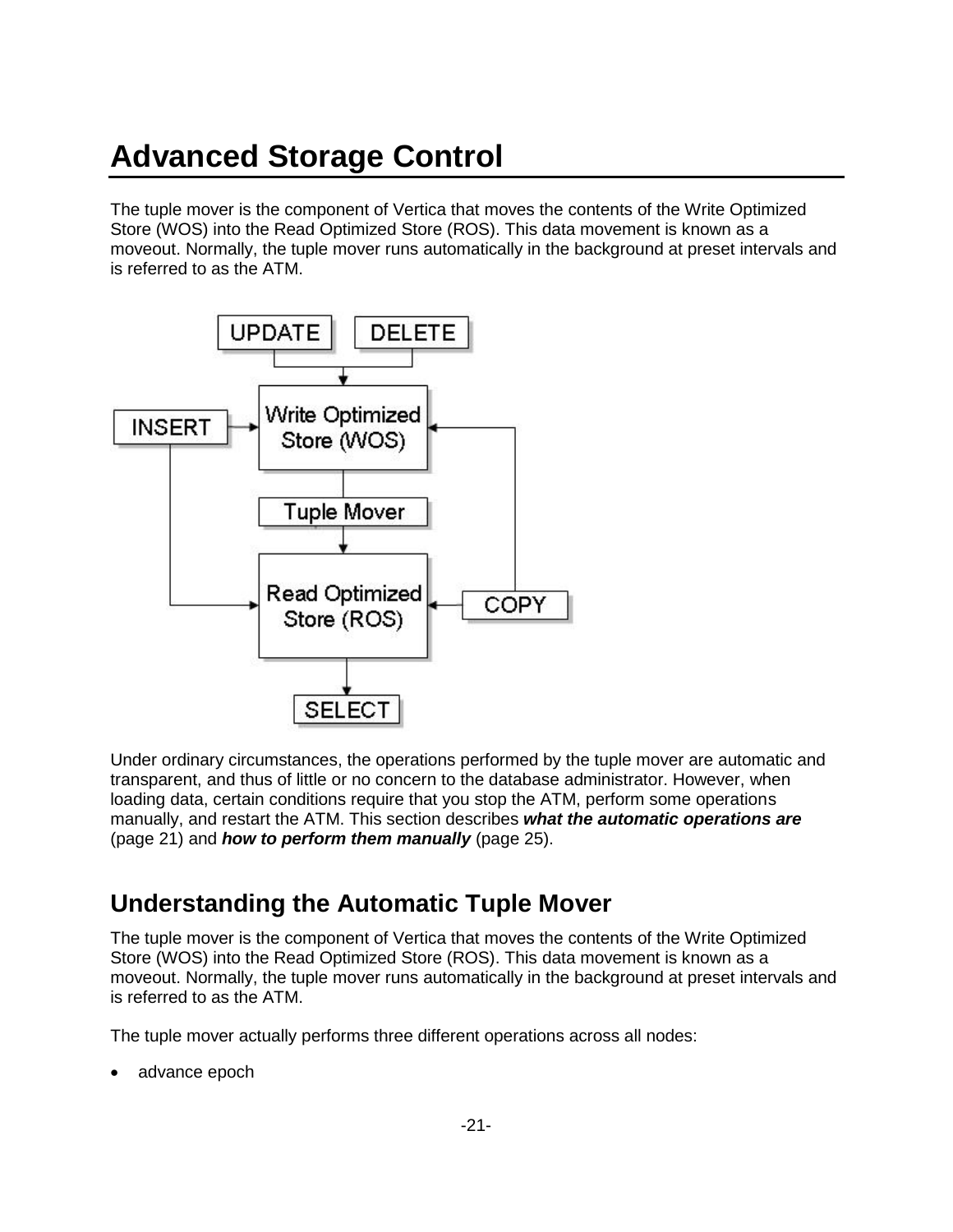# Advanced Storage Control

The tuple mover is the component of Vertica that moves the contents of the Write Optimized Store (WOS) into the Read Optimized Store (ROS). This data movement is known as a moveout. Normally, the tuple mover runs automatically in the background at preset intervals and is referred to as the ATM.

Under ordinary circumstances, the operations performed by the tuple mover are automatic and transparent, and thus of little or no concern to the database administrator. However, when loading data, certain conditions require that you stop the ATM, perform some operations manually, and restart the ATM. This section describes ***what the automatic operations are*** (page 21) and ***how to perform them manually*** (page 25).

## Understanding the Automatic Tuple Mover

The tuple mover is the component of Vertica that moves the contents of the Write Optimized Store (WOS) into the Read Optimized Store (ROS). This data movement is known as a moveout. Normally, the tuple mover runs automatically in the background at preset intervals and is referred to as the ATM.

The tuple mover actually performs three different operations across all nodes:

- advance epoch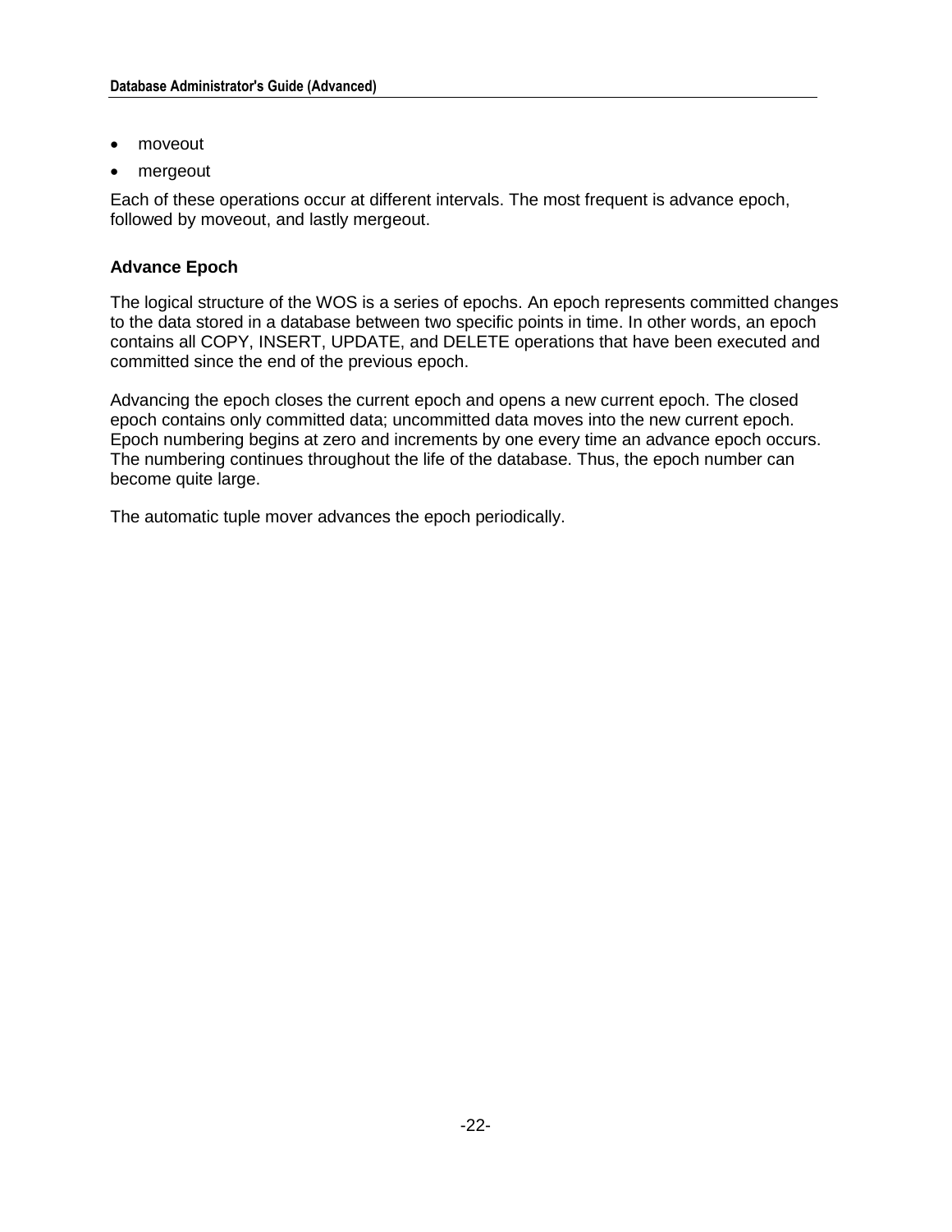- moveout
- mergeout

Each of these operations occur at different intervals. The most frequent is advance epoch, followed by moveout, and lastly mergeout.

### Advance Epoch

The logical structure of the WOS is a series of epochs. An epoch represents committed changes to the data stored in a database between two specific points in time. In other words, an epoch contains all COPY, INSERT, UPDATE, and DELETE operations that have been executed and committed since the end of the previous epoch.

Advancing the epoch closes the current epoch and opens a new current epoch. The closed epoch contains only committed data; uncommitted data moves into the new current epoch. Epoch numbering begins at zero and increments by one every time an advance epoch occurs. The numbering continues throughout the life of the database. Thus, the epoch number can become quite large.

The automatic tuple mover advances the epoch periodically.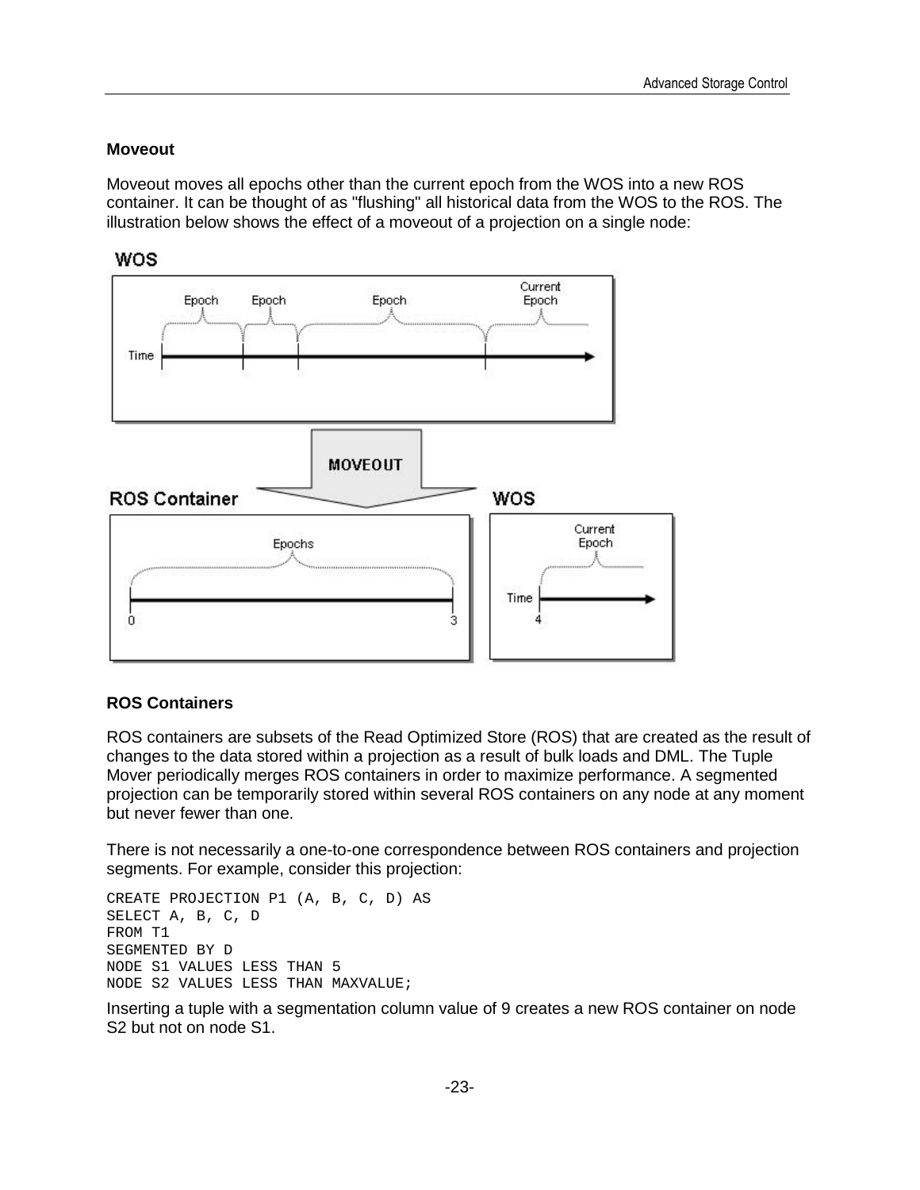### Moveout

Moveout moves all epochs other than the current epoch from the WOS into a new ROS container. It can be thought of as "flushing" all historical data from the WOS to the ROS. The illustration below shows the effect of a moveout of a projection on a single node:

### ROS Containers

ROS containers are subsets of the Read Optimized Store (ROS) that are created as the result of changes to the data stored within a projection as a result of bulk loads and DML. The Tuple Mover periodically merges ROS containers in order to maximize performance. A segmented projection can be temporarily stored within several ROS containers on any node at any moment but never fewer than one.

There is not necessarily a one-to-one correspondence between ROS containers and projection segments. For example, consider this projection:

```
CREATE PROJECTION P1 (A, B, C, D) AS
SELECT A, B, C, D
FROM T1
SEGMENTED BY D
NODE S1 VALUES LESS THAN 5
NODE S2 VALUES LESS THAN MAXVALUE;
```

Inserting a tuple with a segmentation column value of 9 creates a new ROS container on node S2 but not on node S1.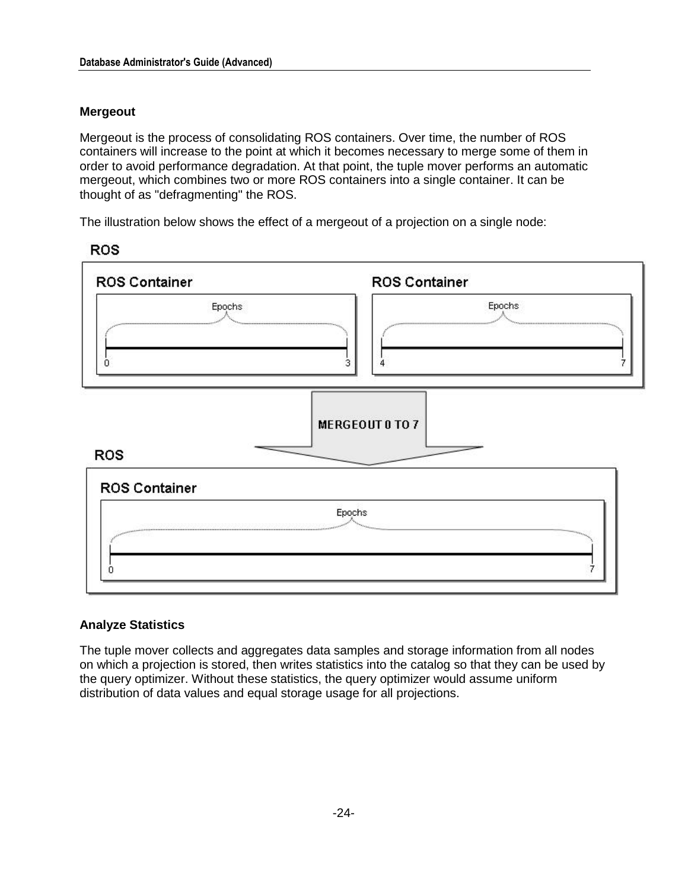### Mergeout

Mergeout is the process of consolidating ROS containers. Over time, the number of ROS containers will increase to the point at which it becomes necessary to merge some of them in order to avoid performance degradation. At that point, the tuple mover performs an automatic mergeout, which combines two or more ROS containers into a single container. It can be thought of as "defragmenting" the ROS.

The illustration below shows the effect of a mergeout of a projection on a single node:

ROS

ROS Container — Epochs 0 to 3

ROS Container — Epochs 4 to 7

MERGEOUT 0 TO 7

ROS

ROS Container — Epochs 0 to 7

### Analyze Statistics

The tuple mover collects and aggregates data samples and storage information from all nodes on which a projection is stored, then writes statistics into the catalog so that they can be used by the query optimizer. Without these statistics, the query optimizer would assume uniform distribution of data values and equal storage usage for all projections.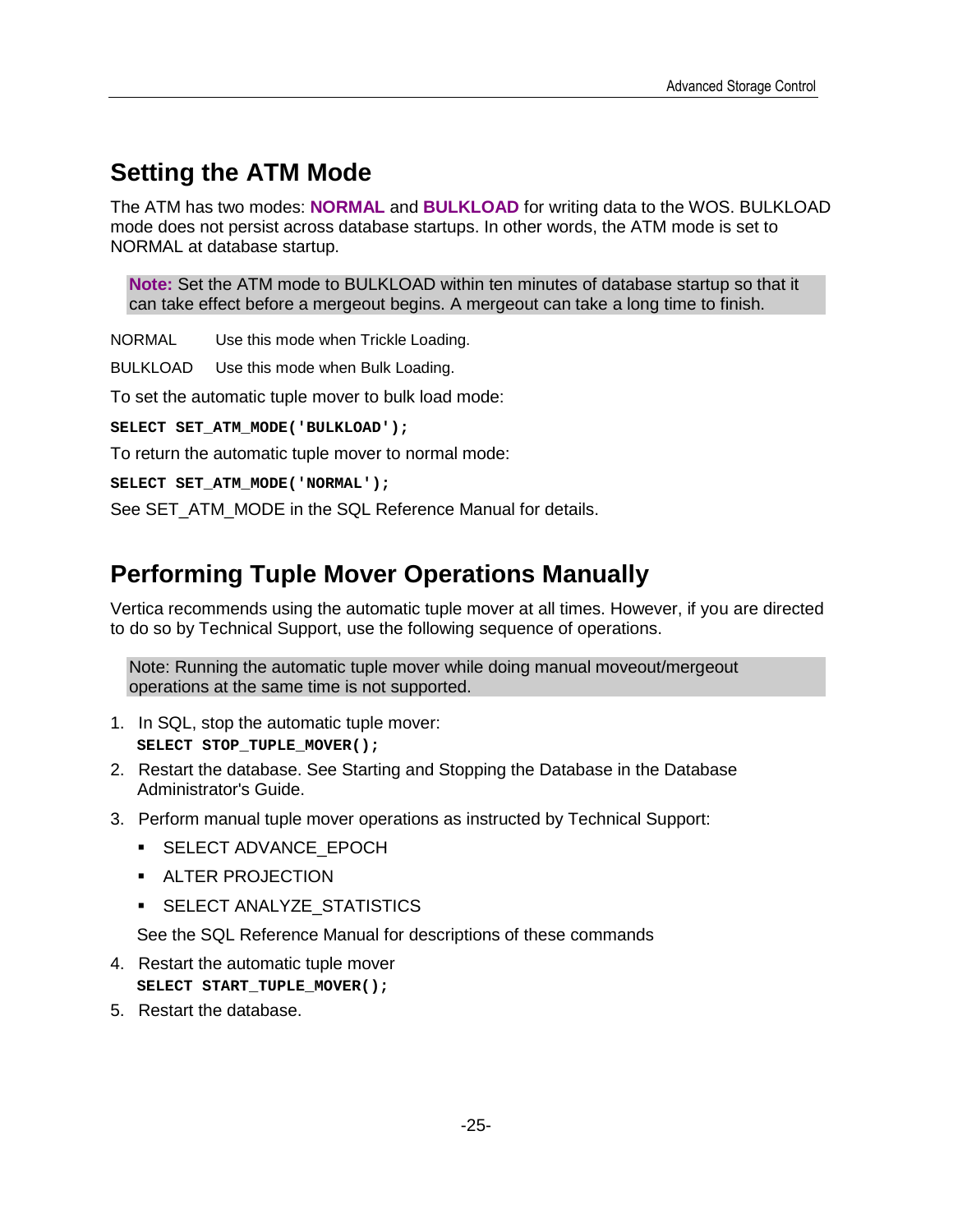## Setting the ATM Mode

The ATM has two modes: **NORMAL** and **BULKLOAD** for writing data to the WOS. BULKLOAD mode does not persist across database startups. In other words, the ATM mode is set to NORMAL at database startup.

> **Note:** Set the ATM mode to BULKLOAD within ten minutes of database startup so that it can take effect before a mergeout begins. A mergeout can take a long time to finish.

| | |
|---|---|
| NORMAL | Use this mode when Trickle Loading. |
| BULKLOAD | Use this mode when Bulk Loading. |

To set the automatic tuple mover to bulk load mode:

```
SELECT SET_ATM_MODE('BULKLOAD');
```

To return the automatic tuple mover to normal mode:

```
SELECT SET_ATM_MODE('NORMAL');
```

See SET_ATM_MODE in the SQL Reference Manual for details.

## Performing Tuple Mover Operations Manually

Vertica recommends using the automatic tuple mover at all times. However, if you are directed to do so by Technical Support, use the following sequence of operations.

> Note: Running the automatic tuple mover while doing manual moveout/mergeout operations at the same time is not supported.

1. In SQL, stop the automatic tuple mover:
   ```
   SELECT STOP_TUPLE_MOVER();
   ```
2. Restart the database. See Starting and Stopping the Database in the Database Administrator's Guide.
3. Perform manual tuple mover operations as instructed by Technical Support:
   - SELECT ADVANCE_EPOCH
   - ALTER PROJECTION
   - SELECT ANALYZE_STATISTICS

   See the SQL Reference Manual for descriptions of these commands
4. Restart the automatic tuple mover
   ```
   SELECT START_TUPLE_MOVER();
   ```
5. Restart the database.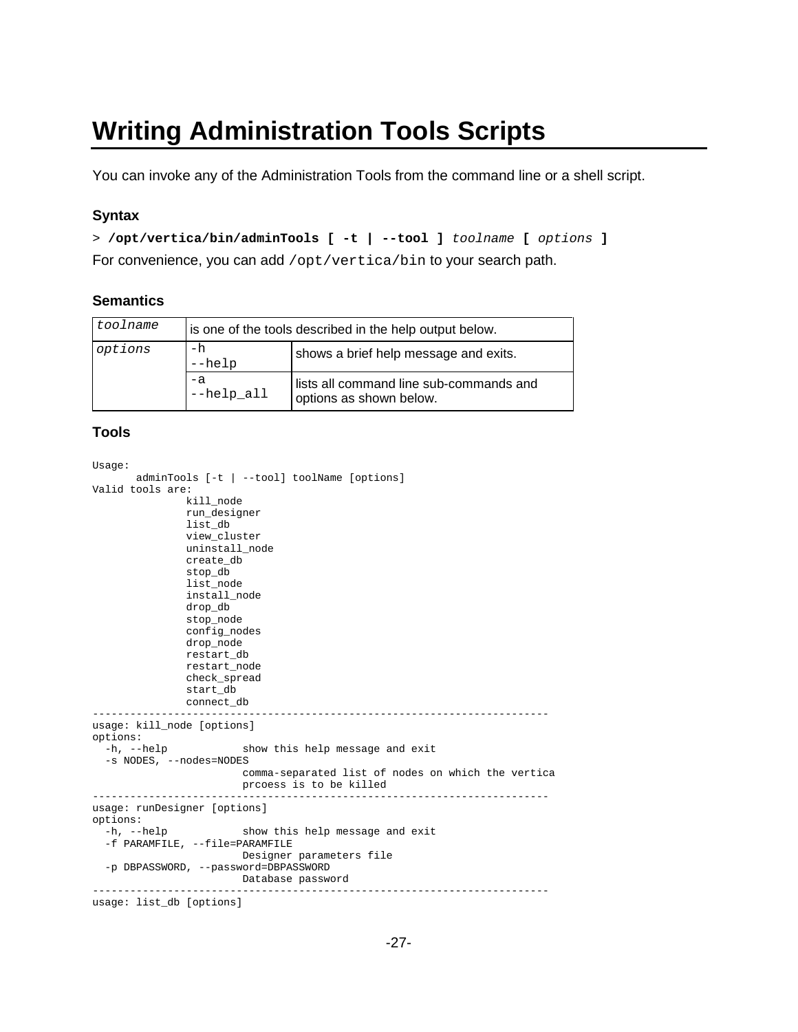# Writing Administration Tools Scripts

You can invoke any of the Administration Tools from the command line or a shell script.

### Syntax

> **/opt/vertica/bin/adminTools [ -t | --tool ]** *toolname* **[** *options* **]**

For convenience, you can add `/opt/vertica/bin` to your search path.

### Semantics

| *toolname* | is one of the tools described in the help output below. | |
|---|---|---|
| *options* | -h<br>--help | shows a brief help message and exits. |
| | -a<br>--help_all | lists all command line sub-commands and options as shown below. |

### Tools

```
Usage:
       adminTools [-t | --tool] toolName [options]
Valid tools are:
               kill_node
               run_designer
               list_db
               view_cluster
               uninstall_node
               create_db
               stop_db
               list_node
               install_node
               drop_db
               stop_node
               config_nodes
               drop_node
               restart_db
               restart_node
               check_spread
               start_db
               connect_db
-------------------------------------------------------------------------
usage: kill_node [options]
options:
  -h, --help            show this help message and exit
  -s NODES, --nodes=NODES
                        comma-separated list of nodes on which the vertica
                        prcoess is to be killed
-------------------------------------------------------------------------
usage: runDesigner [options]
options:
  -h, --help            show this help message and exit
  -f PARAMFILE, --file=PARAMFILE
                        Designer parameters file
  -p DBPASSWORD, --password=DBPASSWORD
                        Database password
-------------------------------------------------------------------------
usage: list_db [options]
```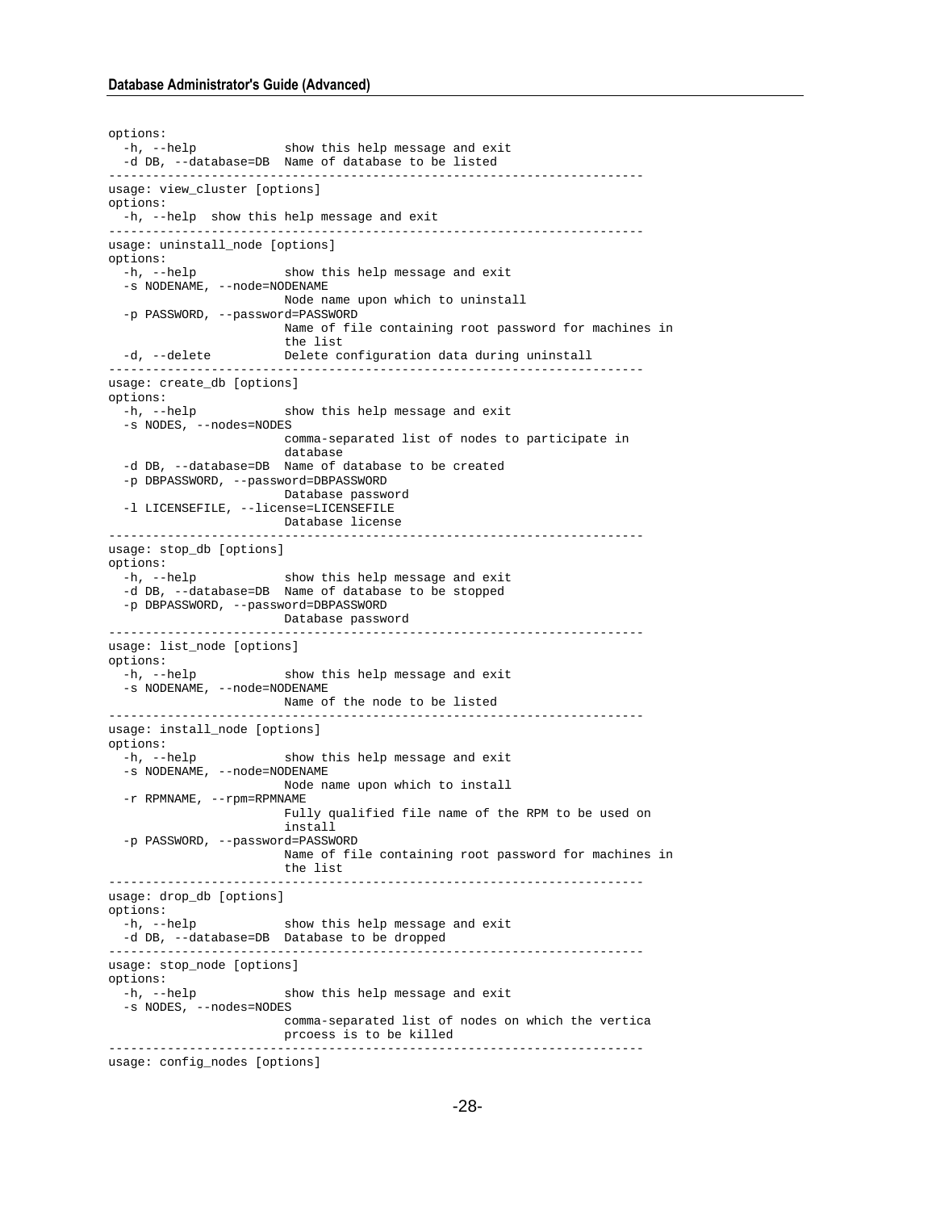```
options:
  -h, --help            show this help message and exit
  -d DB, --database=DB  Name of database to be listed
-----------------------------------------------------------------------
usage: view_cluster [options]
options:
  -h, --help  show this help message and exit
-----------------------------------------------------------------------
usage: uninstall_node [options]
options:
  -h, --help            show this help message and exit
  -s NODENAME, --node=NODENAME
                        Node name upon which to uninstall
  -p PASSWORD, --password=PASSWORD
                        Name of file containing root password for machines in
                        the list
  -d, --delete          Delete configuration data during uninstall
-----------------------------------------------------------------------
usage: create_db [options]
options:
  -h, --help            show this help message and exit
  -s NODES, --nodes=NODES
                        comma-separated list of nodes to participate in
                        database
  -d DB, --database=DB  Name of database to be created
  -p DBPASSWORD, --password=DBPASSWORD
                        Database password
  -l LICENSEFILE, --license=LICENSEFILE
                        Database license
-----------------------------------------------------------------------
usage: stop_db [options]
options:
  -h, --help            show this help message and exit
  -d DB, --database=DB  Name of database to be stopped
  -p DBPASSWORD, --password=DBPASSWORD
                        Database password
-----------------------------------------------------------------------
usage: list_node [options]
options:
  -h, --help            show this help message and exit
  -s NODENAME, --node=NODENAME
                        Name of the node to be listed
-----------------------------------------------------------------------
usage: install_node [options]
options:
  -h, --help            show this help message and exit
  -s NODENAME, --node=NODENAME
                        Node name upon which to install
  -r RPMNAME, --rpm=RPMNAME
                        Fully qualified file name of the RPM to be used on
                        install
  -p PASSWORD, --password=PASSWORD
                        Name of file containing root password for machines in
                        the list
-----------------------------------------------------------------------
usage: drop_db [options]
options:
  -h, --help            show this help message and exit
  -d DB, --database=DB  Database to be dropped
-----------------------------------------------------------------------
usage: stop_node [options]
options:
  -h, --help            show this help message and exit
  -s NODES, --nodes=NODES
                        comma-separated list of nodes on which the vertica
                        prcoess is to be killed
-----------------------------------------------------------------------
usage: config_nodes [options]
```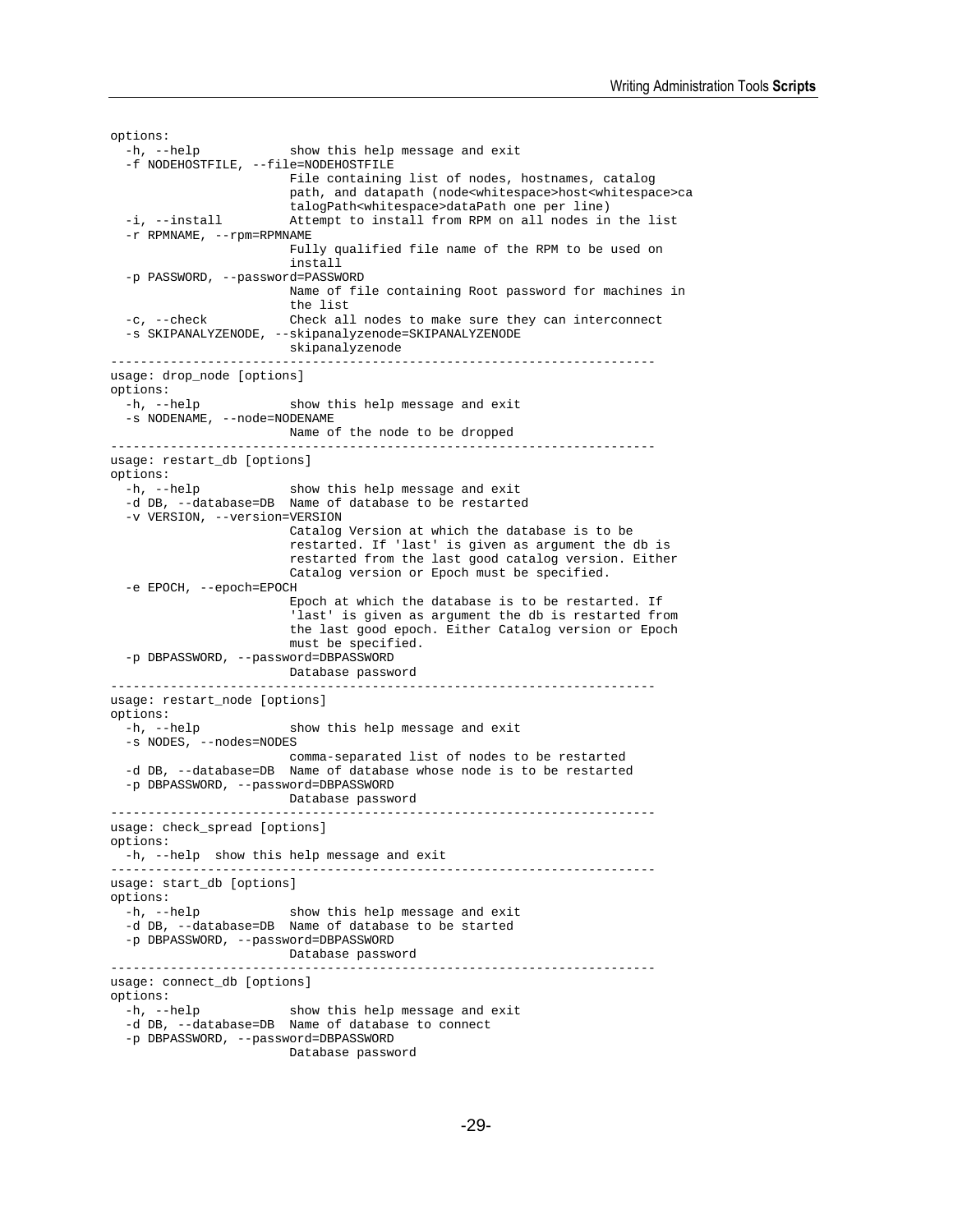```
options:
  -h, --help            show this help message and exit
  -f NODEHOSTFILE, --file=NODEHOSTFILE
                        File containing list of nodes, hostnames, catalog
                        path, and datapath (node<whitespace>host<whitespace>ca
                        talogPath<whitespace>dataPath one per line)
  -i, --install         Attempt to install from RPM on all nodes in the list
  -r RPMNAME, --rpm=RPMNAME
                        Fully qualified file name of the RPM to be used on
                        install
  -p PASSWORD, --password=PASSWORD
                        Name of file containing Root password for machines in
                        the list
  -c, --check           Check all nodes to make sure they can interconnect
  -s SKIPANALYZENODE, --skipanalyzenode=SKIPANALYZENODE
                        skipanalyzenode
-------------------------------------------------------------------------
usage: drop_node [options]
options:
  -h, --help            show this help message and exit
  -s NODENAME, --node=NODENAME
                        Name of the node to be dropped
-------------------------------------------------------------------------
usage: restart_db [options]
options:
  -h, --help            show this help message and exit
  -d DB, --database=DB  Name of database to be restarted
  -v VERSION, --version=VERSION
                        Catalog Version at which the database is to be
                        restarted. If 'last' is given as argument the db is
                        restarted from the last good catalog version. Either
                        Catalog version or Epoch must be specified.
  -e EPOCH, --epoch=EPOCH
                        Epoch at which the database is to be restarted. If
                        'last' is given as argument the db is restarted from
                        the last good epoch. Either Catalog version or Epoch
                        must be specified.
  -p DBPASSWORD, --password=DBPASSWORD
                        Database password
-------------------------------------------------------------------------
usage: restart_node [options]
options:
  -h, --help            show this help message and exit
  -s NODES, --nodes=NODES
                        comma-separated list of nodes to be restarted
  -d DB, --database=DB  Name of database whose node is to be restarted
  -p DBPASSWORD, --password=DBPASSWORD
                        Database password
-------------------------------------------------------------------------
usage: check_spread [options]
options:
  -h, --help  show this help message and exit
-------------------------------------------------------------------------
usage: start_db [options]
options:
  -h, --help            show this help message and exit
  -d DB, --database=DB  Name of database to be started
  -p DBPASSWORD, --password=DBPASSWORD
                        Database password
-------------------------------------------------------------------------
usage: connect_db [options]
options:
  -h, --help            show this help message and exit
  -d DB, --database=DB  Name of database to connect
  -p DBPASSWORD, --password=DBPASSWORD
                        Database password
```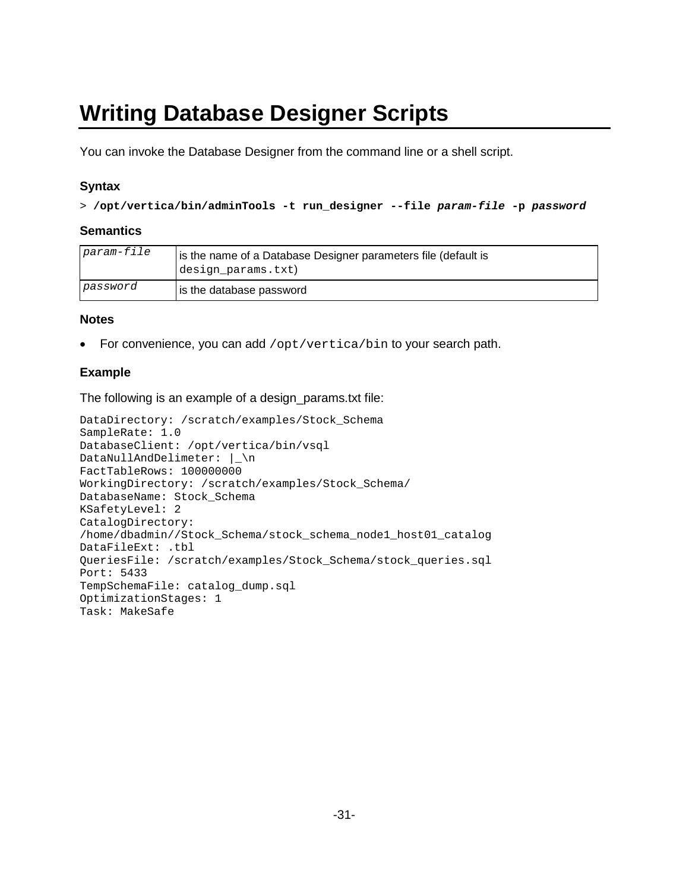# Writing Database Designer Scripts

You can invoke the Database Designer from the command line or a shell script.

### Syntax

> **/opt/vertica/bin/adminTools -t run_designer --file *param-file* -p *password***

### Semantics

| | |
|---|---|
| *param-file* | is the name of a Database Designer parameters file (default is `design_params.txt`) |
| *password* | is the database password |

### Notes

- For convenience, you can add `/opt/vertica/bin` to your search path.

### Example

The following is an example of a design_params.txt file:

```
DataDirectory: /scratch/examples/Stock_Schema
SampleRate: 1.0
DatabaseClient: /opt/vertica/bin/vsql
DataNullAndDelimeter: |_\n
FactTableRows: 100000000
WorkingDirectory: /scratch/examples/Stock_Schema/
DatabaseName: Stock_Schema
KSafetyLevel: 2
CatalogDirectory:
/home/dbadmin//Stock_Schema/stock_schema_node1_host01_catalog
DataFileExt: .tbl
QueriesFile: /scratch/examples/Stock_Schema/stock_queries.sql
Port: 5433
TempSchemaFile: catalog_dump.sql
OptimizationStages: 1
Task: MakeSafe
```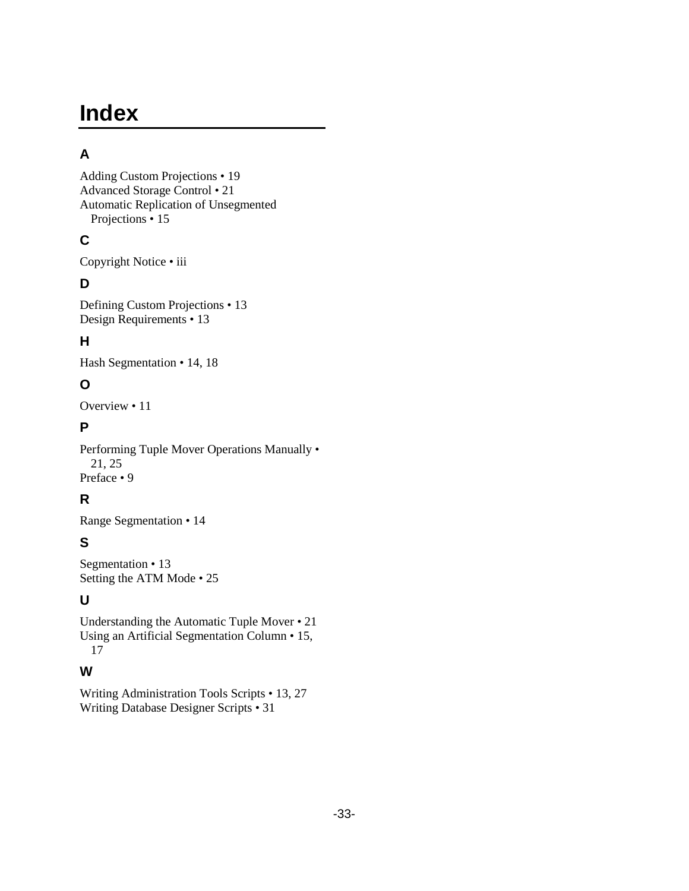# Index

## A

Adding Custom Projections • 19
Advanced Storage Control • 21
Automatic Replication of Unsegmented Projections • 15

## C

Copyright Notice • iii

## D

Defining Custom Projections • 13
Design Requirements • 13

## H

Hash Segmentation • 14, 18

## O

Overview • 11

## P

Performing Tuple Mover Operations Manually • 21, 25
Preface • 9

## R

Range Segmentation • 14

## S

Segmentation • 13
Setting the ATM Mode • 25

## U

Understanding the Automatic Tuple Mover • 21
Using an Artificial Segmentation Column • 15, 17

## W

Writing Administration Tools Scripts • 13, 27
Writing Database Designer Scripts • 31